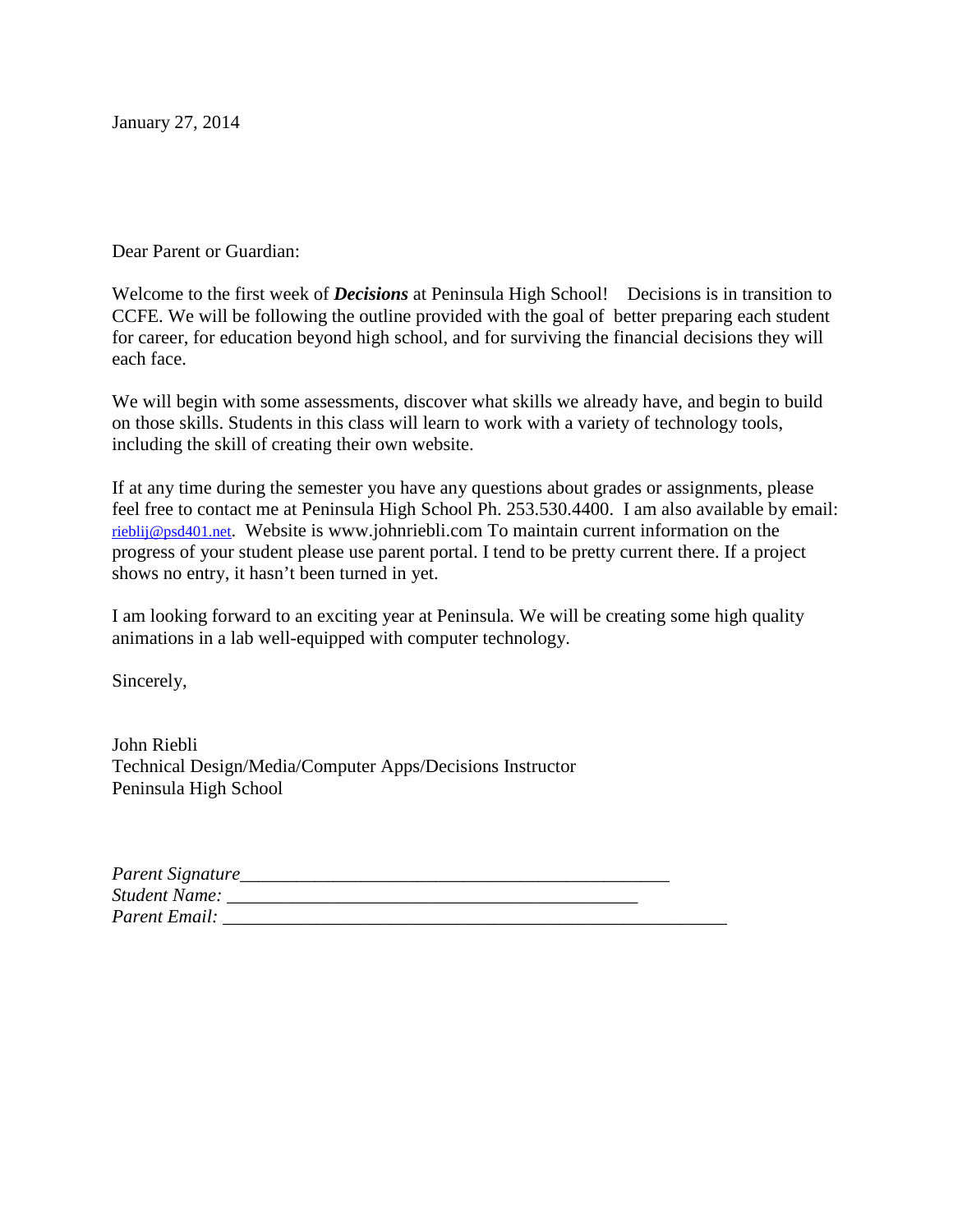January 27, 2014

Dear Parent or Guardian:

Welcome to the first week of ***Decisions*** at Peninsula High School!   Decisions is in transition to CCFE. We will be following the outline provided with the goal of  better preparing each student for career, for education beyond high school, and for surviving the financial decisions they will each face.

We will begin with some assessments, discover what skills we already have, and begin to build on those skills. Students in this class will learn to work with a variety of technology tools, including the skill of creating their own website.

If at any time during the semester you have any questions about grades or assignments, please feel free to contact me at Peninsula High School Ph. 253.530.4400.  I am also available by email: rieblij@psd401.net.  Website is www.johnriebli.com To maintain current information on the progress of your student please use parent portal. I tend to be pretty current there. If a project shows no entry, it hasn't been turned in yet.

I am looking forward to an exciting year at Peninsula. We will be creating some high quality animations in a lab well-equipped with computer technology.

Sincerely,

John Riebli  
Technical Design/Media/Computer Apps/Decisions Instructor  
Peninsula High School

*Parent Signature*_______________________________________________  
*Student Name:* ____________________________________________  
*Parent Email:* ________________________________________________________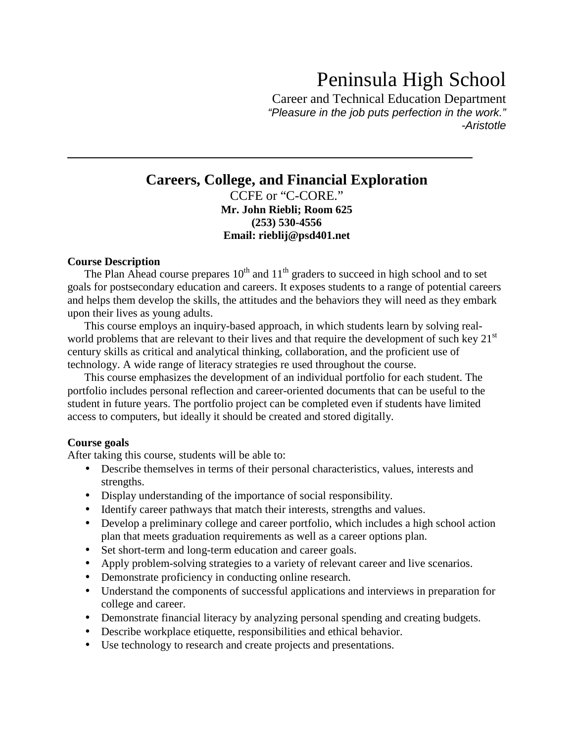# Peninsula High School

Career and Technical Education Department

*"Pleasure in the job puts perfection in the work."*
*-Aristotle*

---

## Careers, College, and Financial Exploration

CCFE or "C-CORE."

**Mr. John Riebli; Room 625**
**(253) 530-4556**
**Email: rieblij@psd401.net**

### Course Description

The Plan Ahead course prepares $10^{th}$ and $11^{th}$ graders to succeed in high school and to set goals for postsecondary education and careers. It exposes students to a range of potential careers and helps them develop the skills, the attitudes and the behaviors they will need as they embark upon their lives as young adults.

This course employs an inquiry-based approach, in which students learn by solving real-world problems that are relevant to their lives and that require the development of such key $21^{st}$ century skills as critical and analytical thinking, collaboration, and the proficient use of technology. A wide range of literacy strategies re used throughout the course.

This course emphasizes the development of an individual portfolio for each student. The portfolio includes personal reflection and career-oriented documents that can be useful to the student in future years. The portfolio project can be completed even if students have limited access to computers, but ideally it should be created and stored digitally.

### Course goals

After taking this course, students will be able to:

- Describe themselves in terms of their personal characteristics, values, interests and strengths.
- Display understanding of the importance of social responsibility.
- Identify career pathways that match their interests, strengths and values.
- Develop a preliminary college and career portfolio, which includes a high school action plan that meets graduation requirements as well as a career options plan.
- Set short-term and long-term education and career goals.
- Apply problem-solving strategies to a variety of relevant career and live scenarios.
- Demonstrate proficiency in conducting online research.
- Understand the components of successful applications and interviews in preparation for college and career.
- Demonstrate financial literacy by analyzing personal spending and creating budgets.
- Describe workplace etiquette, responsibilities and ethical behavior.
- Use technology to research and create projects and presentations.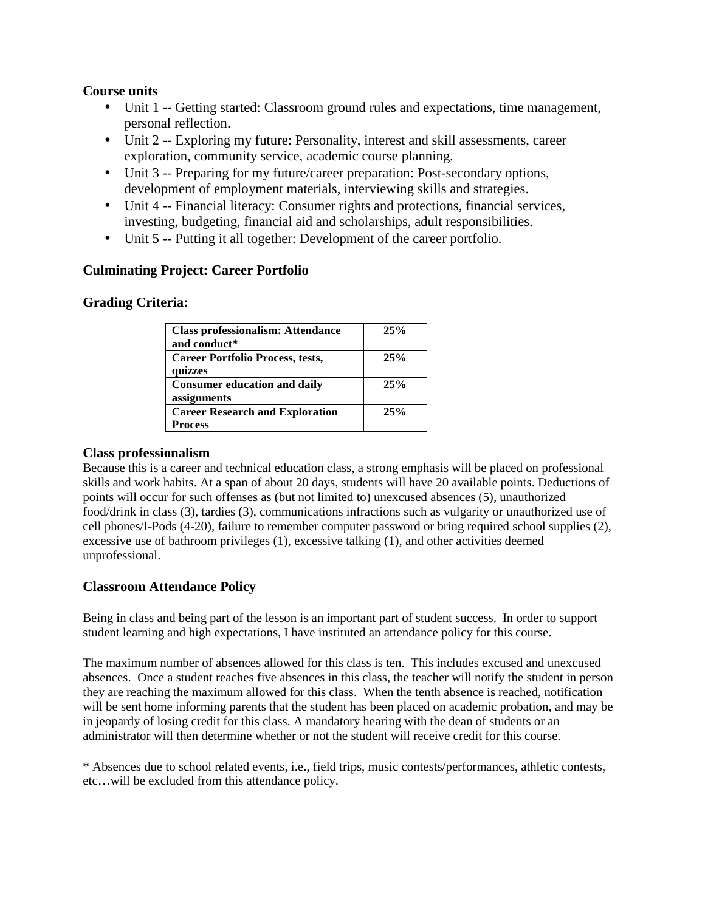**Course units**

- Unit 1 -- Getting started: Classroom ground rules and expectations, time management, personal reflection.
- Unit 2 -- Exploring my future: Personality, interest and skill assessments, career exploration, community service, academic course planning.
- Unit 3 -- Preparing for my future/career preparation: Post-secondary options, development of employment materials, interviewing skills and strategies.
- Unit 4 -- Financial literacy: Consumer rights and protections, financial services, investing, budgeting, financial aid and scholarships, adult responsibilities.
- Unit 5 -- Putting it all together: Development of the career portfolio.

**Culminating Project: Career Portfolio**

**Grading Criteria:**

| Category | Weight |
|---|---|
| **Class professionalism: Attendance and conduct*** | **25%** |
| **Career Portfolio Process, tests, quizzes** | **25%** |
| **Consumer education and daily assignments** | **25%** |
| **Career Research and Exploration Process** | **25%** |

### Class professionalism

Because this is a career and technical education class, a strong emphasis will be placed on professional skills and work habits. At a span of about 20 days, students will have 20 available points. Deductions of points will occur for such offenses as (but not limited to) unexcused absences (5), unauthorized food/drink in class (3), tardies (3), communications infractions such as vulgarity or unauthorized use of cell phones/I-Pods (4-20), failure to remember computer password or bring required school supplies (2), excessive use of bathroom privileges (1), excessive talking (1), and other activities deemed unprofessional.

### Classroom Attendance Policy

Being in class and being part of the lesson is an important part of student success. In order to support student learning and high expectations, I have instituted an attendance policy for this course.

The maximum number of absences allowed for this class is ten. This includes excused and unexcused absences. Once a student reaches five absences in this class, the teacher will notify the student in person they are reaching the maximum allowed for this class. When the tenth absence is reached, notification will be sent home informing parents that the student has been placed on academic probation, and may be in jeopardy of losing credit for this class. A mandatory hearing with the dean of students or an administrator will then determine whether or not the student will receive credit for this course.

* Absences due to school related events, i.e., field trips, music contests/performances, athletic contests, etc…will be excluded from this attendance policy.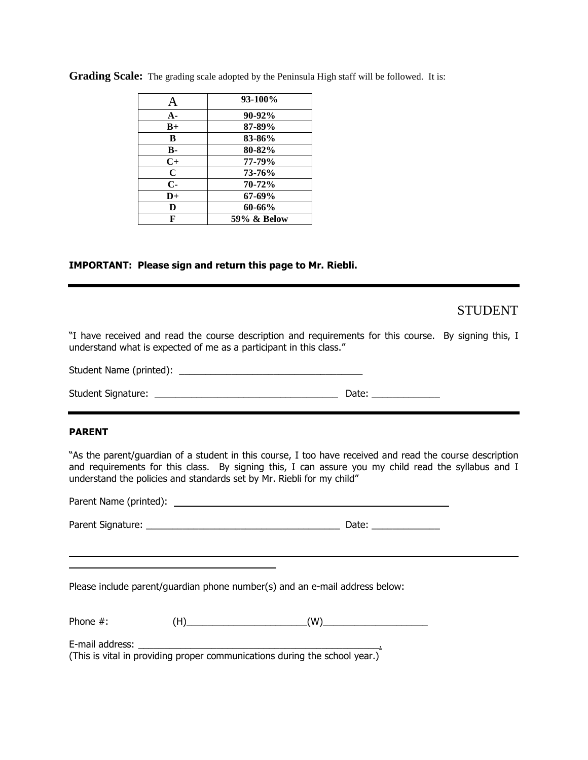**Grading Scale:** The grading scale adopted by the Peninsula High staff will be followed. It is:

| | |
|---|---|
| A | 93-100% |
| A- | 90-92% |
| B+ | 87-89% |
| B | 83-86% |
| B- | 80-82% |
| C+ | 77-79% |
| C | 73-76% |
| C- | 70-72% |
| D+ | 67-69% |
| D | 60-66% |
| F | 59% & Below |

**IMPORTANT: Please sign and return this page to Mr. Riebli.**

---

STUDENT

"I have received and read the course description and requirements for this course. By signing this, I understand what is expected of me as a participant in this class."

Student Name (printed): ___________________________________

Student Signature: ___________________________________ Date: _____________

---

**PARENT**

"As the parent/guardian of a student in this course, I too have received and read the course description and requirements for this class. By signing this, I can assure you my child read the syllabus and I understand the policies and standards set by Mr. Riebli for my child"

Parent Name (printed): ___________________________________

Parent Signature: ______________________________________ Date: _____________

---

Please include parent/guardian phone number(s) and an e-mail address below:

Phone #: (H)_______________________(W)____________________

E-mail address: _______________________________________________.
(This is vital in providing proper communications during the school year.)